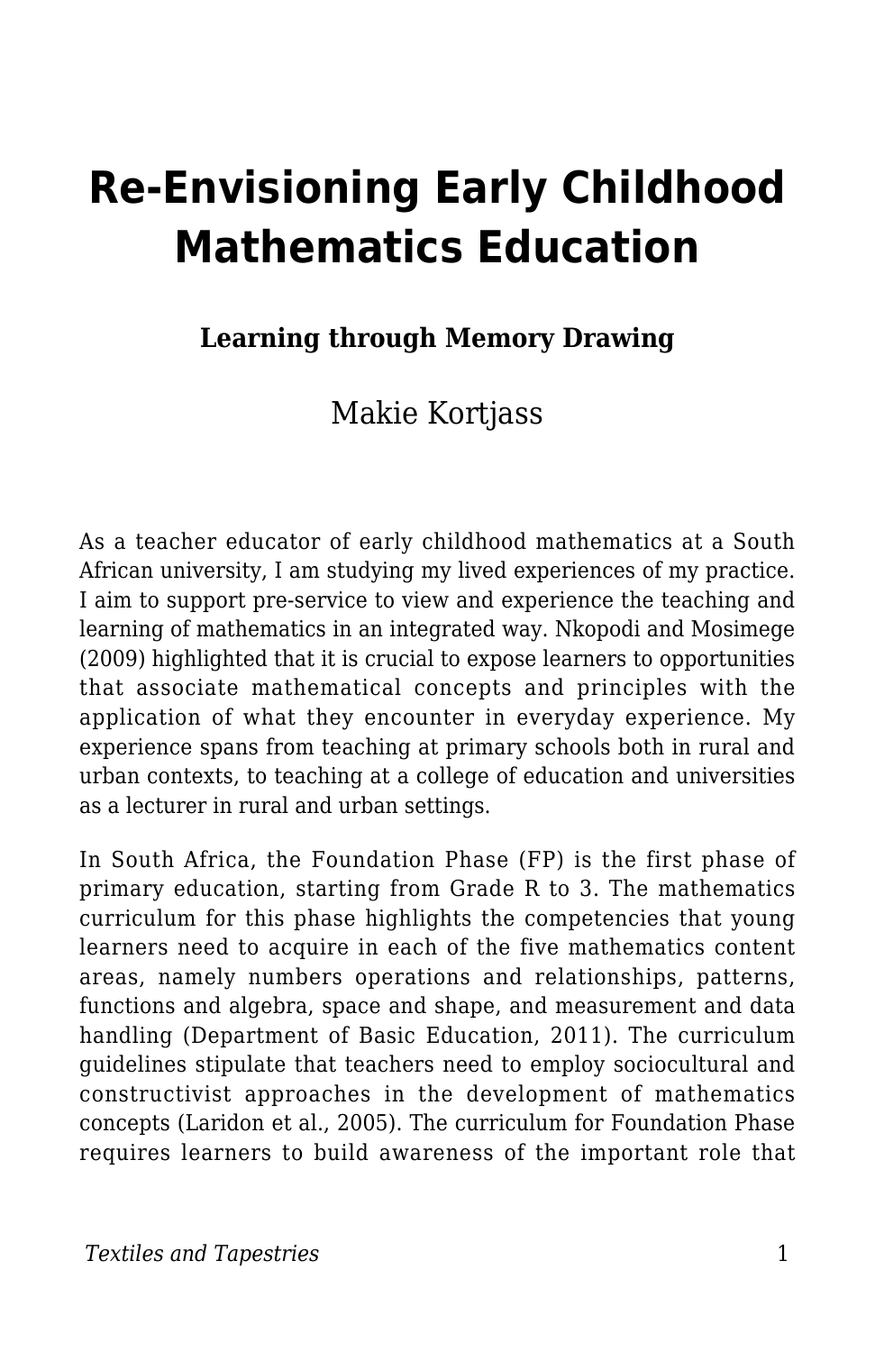# Re-Envisioning Early Childhood Mathematics Education

**Learning through Memory Drawing**

Makie Kortjass

As a teacher educator of early childhood mathematics at a South African university, I am studying my lived experiences of my practice. I aim to support pre-service to view and experience the teaching and learning of mathematics in an integrated way. Nkopodi and Mosimege (2009) highlighted that it is crucial to expose learners to opportunities that associate mathematical concepts and principles with the application of what they encounter in everyday experience. My experience spans from teaching at primary schools both in rural and urban contexts, to teaching at a college of education and universities as a lecturer in rural and urban settings.

In South Africa, the Foundation Phase (FP) is the first phase of primary education, starting from Grade R to 3. The mathematics curriculum for this phase highlights the competencies that young learners need to acquire in each of the five mathematics content areas, namely numbers operations and relationships, patterns, functions and algebra, space and shape, and measurement and data handling (Department of Basic Education, 2011). The curriculum guidelines stipulate that teachers need to employ sociocultural and constructivist approaches in the development of mathematics concepts (Laridon et al., 2005). The curriculum for Foundation Phase requires learners to build awareness of the important role that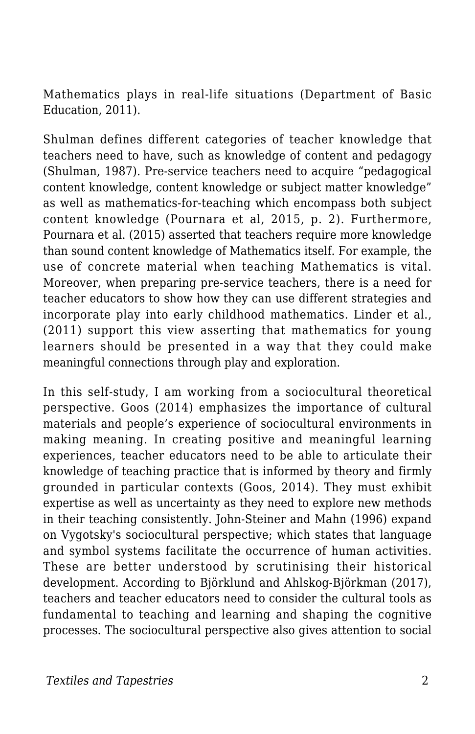Mathematics plays in real-life situations (Department of Basic Education, 2011).

Shulman defines different categories of teacher knowledge that teachers need to have, such as knowledge of content and pedagogy (Shulman, 1987). Pre-service teachers need to acquire "pedagogical content knowledge, content knowledge or subject matter knowledge" as well as mathematics-for-teaching which encompass both subject content knowledge (Pournara et al, 2015, p. 2). Furthermore, Pournara et al. (2015) asserted that teachers require more knowledge than sound content knowledge of Mathematics itself. For example, the use of concrete material when teaching Mathematics is vital. Moreover, when preparing pre-service teachers, there is a need for teacher educators to show how they can use different strategies and incorporate play into early childhood mathematics. Linder et al., (2011) support this view asserting that mathematics for young learners should be presented in a way that they could make meaningful connections through play and exploration.

In this self-study, I am working from a sociocultural theoretical perspective. Goos (2014) emphasizes the importance of cultural materials and people's experience of sociocultural environments in making meaning. In creating positive and meaningful learning experiences, teacher educators need to be able to articulate their knowledge of teaching practice that is informed by theory and firmly grounded in particular contexts (Goos, 2014). They must exhibit expertise as well as uncertainty as they need to explore new methods in their teaching consistently. John-Steiner and Mahn (1996) expand on Vygotsky's sociocultural perspective; which states that language and symbol systems facilitate the occurrence of human activities. These are better understood by scrutinising their historical development. According to Björklund and Ahlskog-Björkman (2017), teachers and teacher educators need to consider the cultural tools as fundamental to teaching and learning and shaping the cognitive processes. The sociocultural perspective also gives attention to social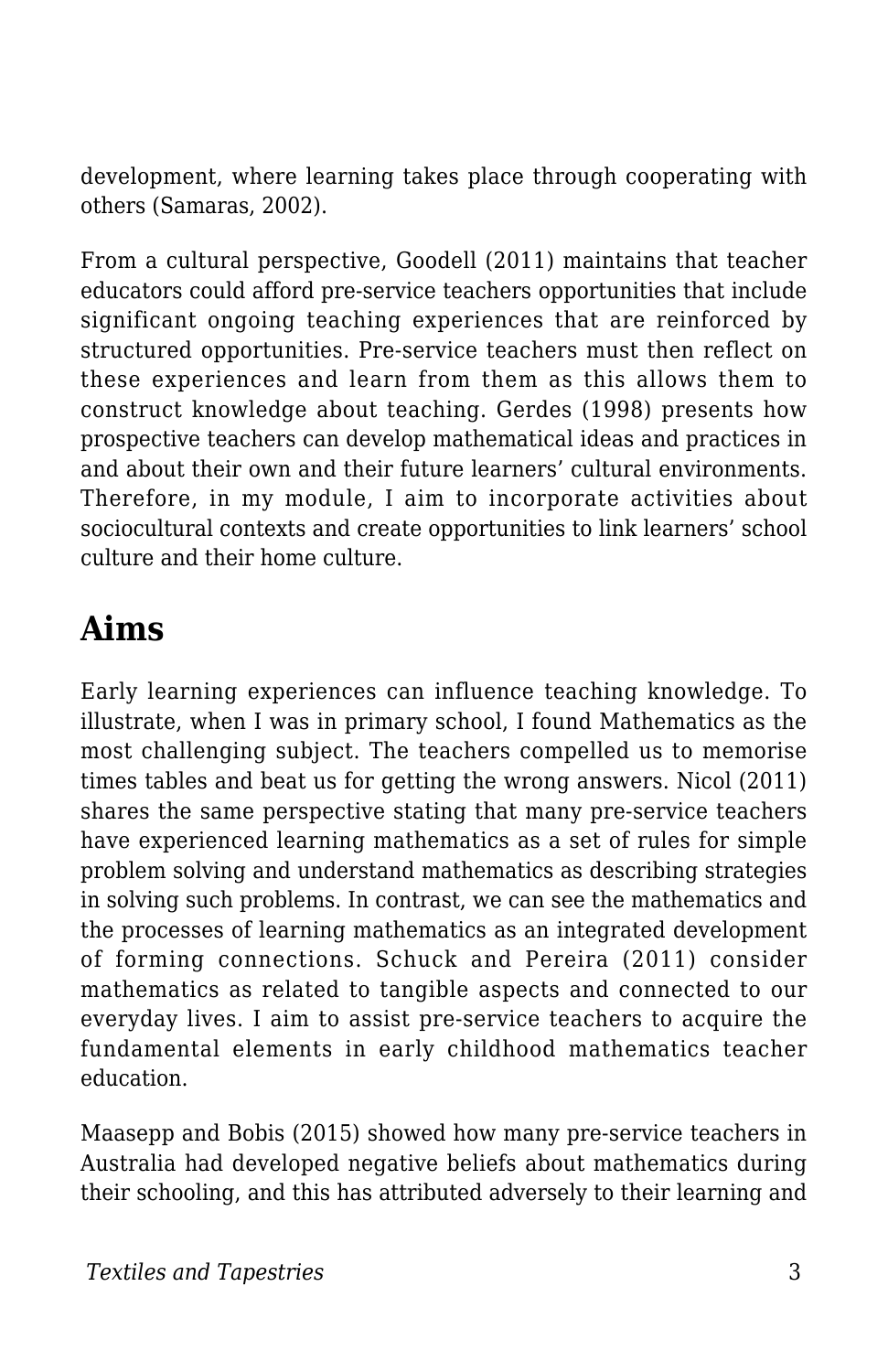development, where learning takes place through cooperating with others (Samaras, 2002).

From a cultural perspective, Goodell (2011) maintains that teacher educators could afford pre-service teachers opportunities that include significant ongoing teaching experiences that are reinforced by structured opportunities. Pre-service teachers must then reflect on these experiences and learn from them as this allows them to construct knowledge about teaching. Gerdes (1998) presents how prospective teachers can develop mathematical ideas and practices in and about their own and their future learners' cultural environments. Therefore, in my module, I aim to incorporate activities about sociocultural contexts and create opportunities to link learners' school culture and their home culture.

## Aims

Early learning experiences can influence teaching knowledge. To illustrate, when I was in primary school, I found Mathematics as the most challenging subject. The teachers compelled us to memorise times tables and beat us for getting the wrong answers. Nicol (2011) shares the same perspective stating that many pre-service teachers have experienced learning mathematics as a set of rules for simple problem solving and understand mathematics as describing strategies in solving such problems. In contrast, we can see the mathematics and the processes of learning mathematics as an integrated development of forming connections. Schuck and Pereira (2011) consider mathematics as related to tangible aspects and connected to our everyday lives. I aim to assist pre-service teachers to acquire the fundamental elements in early childhood mathematics teacher education.

Maasepp and Bobis (2015) showed how many pre-service teachers in Australia had developed negative beliefs about mathematics during their schooling, and this has attributed adversely to their learning and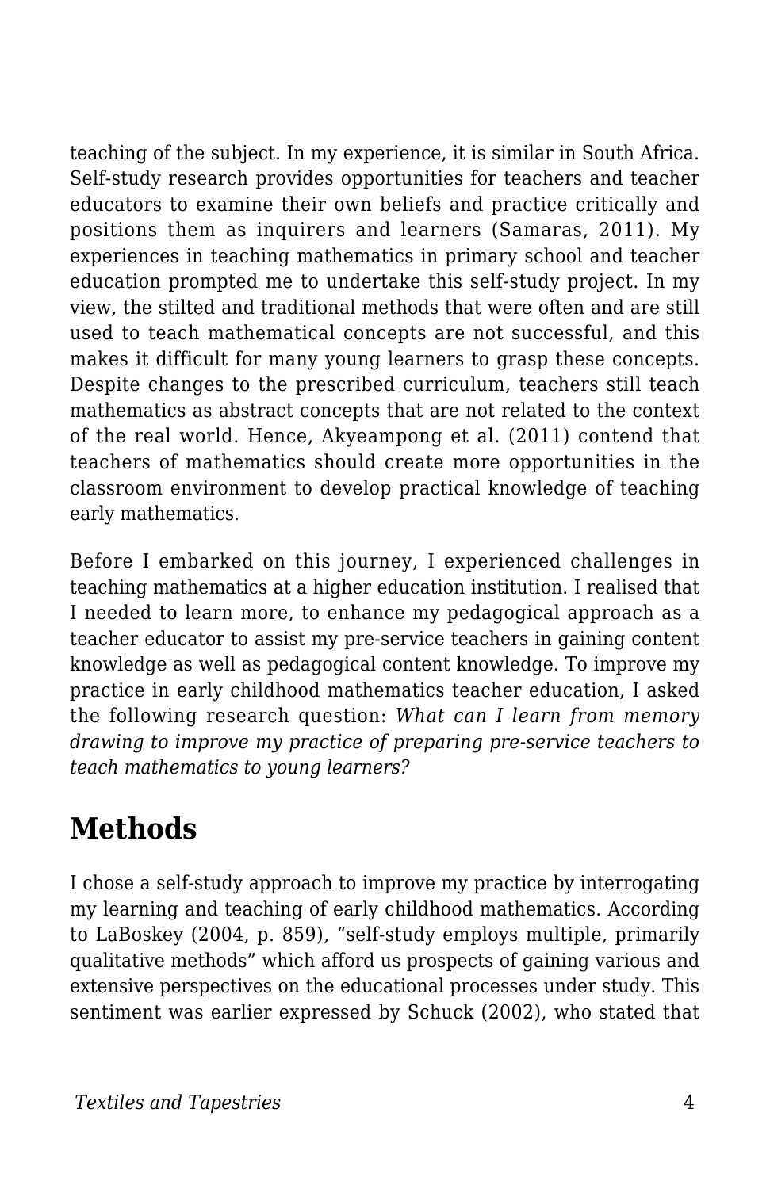teaching of the subject. In my experience, it is similar in South Africa. Self-study research provides opportunities for teachers and teacher educators to examine their own beliefs and practice critically and positions them as inquirers and learners (Samaras, 2011). My experiences in teaching mathematics in primary school and teacher education prompted me to undertake this self-study project. In my view, the stilted and traditional methods that were often and are still used to teach mathematical concepts are not successful, and this makes it difficult for many young learners to grasp these concepts. Despite changes to the prescribed curriculum, teachers still teach mathematics as abstract concepts that are not related to the context of the real world. Hence, Akyeampong et al. (2011) contend that teachers of mathematics should create more opportunities in the classroom environment to develop practical knowledge of teaching early mathematics.

Before I embarked on this journey, I experienced challenges in teaching mathematics at a higher education institution. I realised that I needed to learn more, to enhance my pedagogical approach as a teacher educator to assist my pre-service teachers in gaining content knowledge as well as pedagogical content knowledge. To improve my practice in early childhood mathematics teacher education, I asked the following research question: *What can I learn from memory drawing to improve my practice of preparing pre-service teachers to teach mathematics to young learners?*

## Methods

I chose a self-study approach to improve my practice by interrogating my learning and teaching of early childhood mathematics. According to LaBoskey (2004, p. 859), "self-study employs multiple, primarily qualitative methods" which afford us prospects of gaining various and extensive perspectives on the educational processes under study. This sentiment was earlier expressed by Schuck (2002), who stated that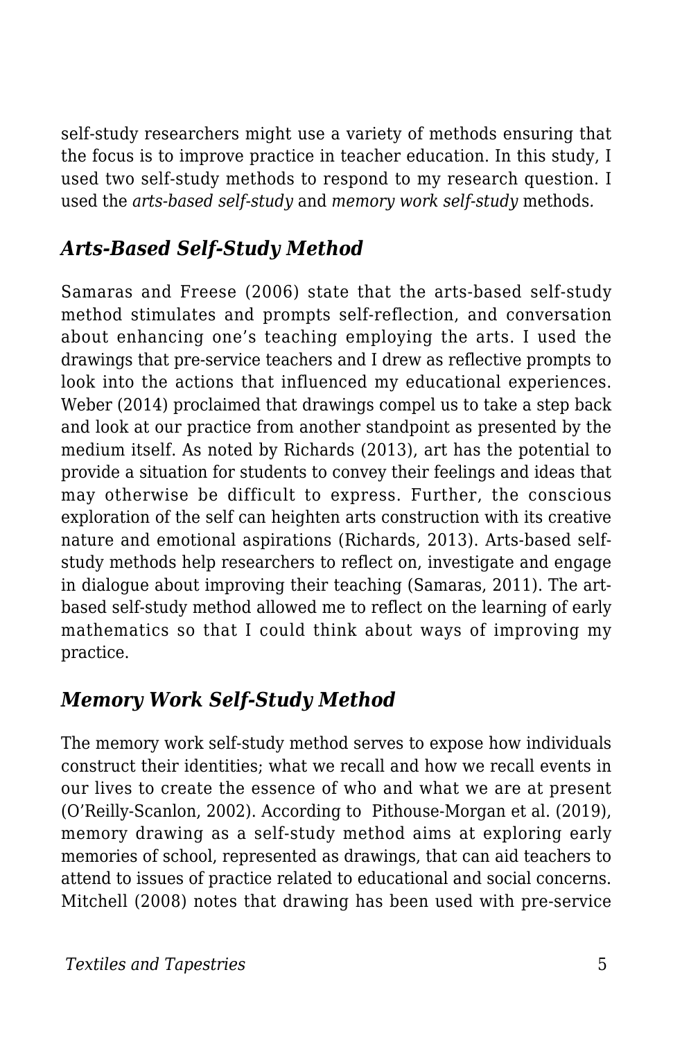self-study researchers might use a variety of methods ensuring that the focus is to improve practice in teacher education. In this study, I used two self-study methods to respond to my research question. I used the *arts-based self-study* and *memory work self-study* methods.

### *Arts-Based Self-Study Method*

Samaras and Freese (2006) state that the arts-based self-study method stimulates and prompts self-reflection, and conversation about enhancing one's teaching employing the arts. I used the drawings that pre-service teachers and I drew as reflective prompts to look into the actions that influenced my educational experiences. Weber (2014) proclaimed that drawings compel us to take a step back and look at our practice from another standpoint as presented by the medium itself. As noted by Richards (2013), art has the potential to provide a situation for students to convey their feelings and ideas that may otherwise be difficult to express. Further, the conscious exploration of the self can heighten arts construction with its creative nature and emotional aspirations (Richards, 2013). Arts-based self-study methods help researchers to reflect on, investigate and engage in dialogue about improving their teaching (Samaras, 2011). The art-based self-study method allowed me to reflect on the learning of early mathematics so that I could think about ways of improving my practice.

### *Memory Work Self-Study Method*

The memory work self-study method serves to expose how individuals construct their identities; what we recall and how we recall events in our lives to create the essence of who and what we are at present (O'Reilly-Scanlon, 2002). According to Pithouse-Morgan et al. (2019), memory drawing as a self-study method aims at exploring early memories of school, represented as drawings, that can aid teachers to attend to issues of practice related to educational and social concerns. Mitchell (2008) notes that drawing has been used with pre-service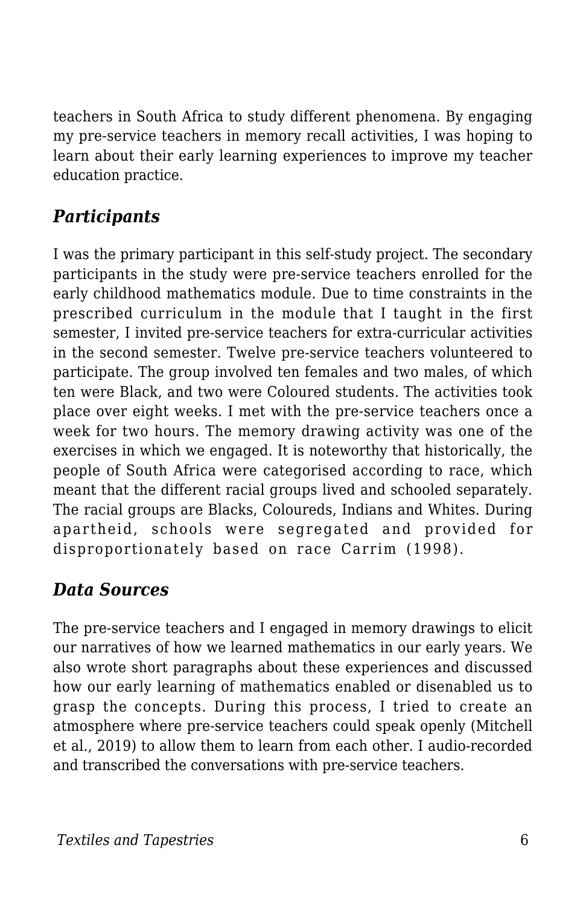teachers in South Africa to study different phenomena. By engaging my pre-service teachers in memory recall activities, I was hoping to learn about their early learning experiences to improve my teacher education practice.

### *Participants*

I was the primary participant in this self-study project. The secondary participants in the study were pre-service teachers enrolled for the early childhood mathematics module. Due to time constraints in the prescribed curriculum in the module that I taught in the first semester, I invited pre-service teachers for extra-curricular activities in the second semester. Twelve pre-service teachers volunteered to participate. The group involved ten females and two males, of which ten were Black, and two were Coloured students. The activities took place over eight weeks. I met with the pre-service teachers once a week for two hours. The memory drawing activity was one of the exercises in which we engaged. It is noteworthy that historically, the people of South Africa were categorised according to race, which meant that the different racial groups lived and schooled separately. The racial groups are Blacks, Coloureds, Indians and Whites. During apartheid, schools were segregated and provided for disproportionately based on race Carrim (1998).

### *Data Sources*

The pre-service teachers and I engaged in memory drawings to elicit our narratives of how we learned mathematics in our early years. We also wrote short paragraphs about these experiences and discussed how our early learning of mathematics enabled or disenabled us to grasp the concepts. During this process, I tried to create an atmosphere where pre-service teachers could speak openly (Mitchell et al., 2019) to allow them to learn from each other. I audio-recorded and transcribed the conversations with pre-service teachers.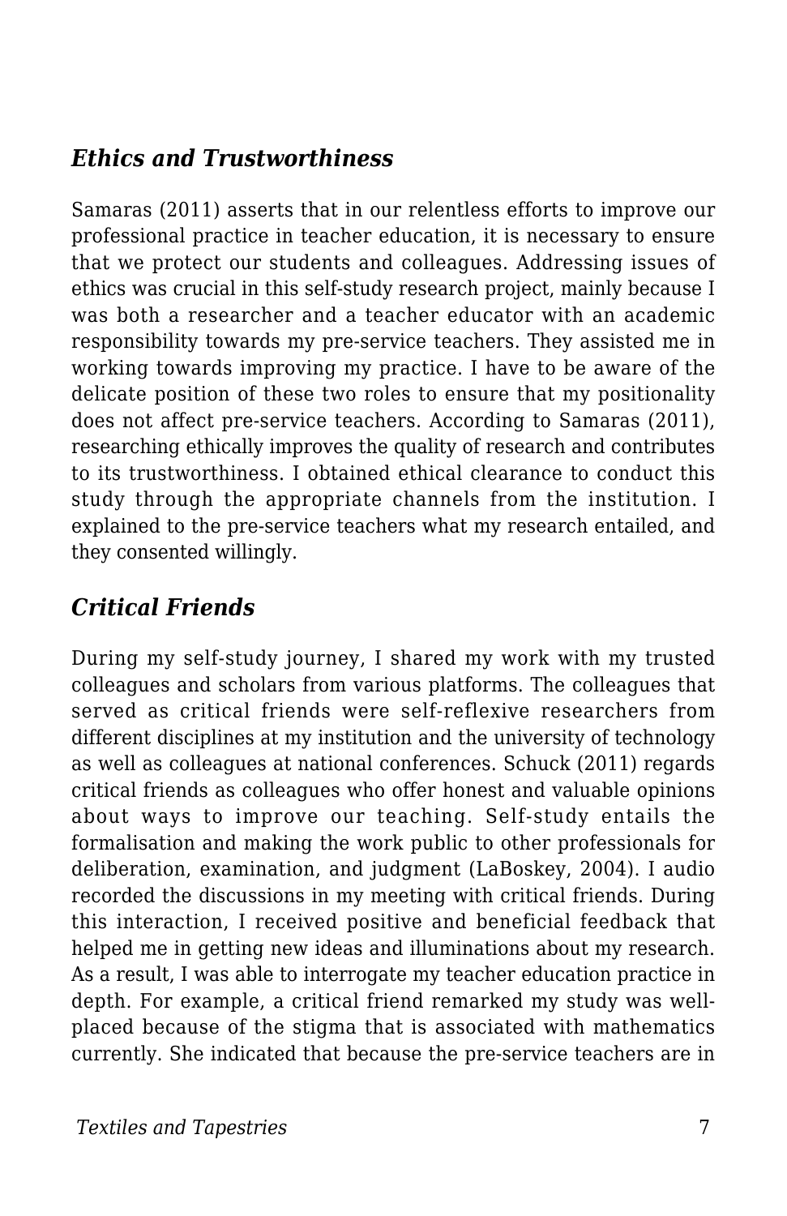### *Ethics and Trustworthiness*

Samaras (2011) asserts that in our relentless efforts to improve our professional practice in teacher education, it is necessary to ensure that we protect our students and colleagues. Addressing issues of ethics was crucial in this self-study research project, mainly because I was both a researcher and a teacher educator with an academic responsibility towards my pre-service teachers. They assisted me in working towards improving my practice. I have to be aware of the delicate position of these two roles to ensure that my positionality does not affect pre-service teachers. According to Samaras (2011), researching ethically improves the quality of research and contributes to its trustworthiness. I obtained ethical clearance to conduct this study through the appropriate channels from the institution. I explained to the pre-service teachers what my research entailed, and they consented willingly.

### *Critical Friends*

During my self-study journey, I shared my work with my trusted colleagues and scholars from various platforms. The colleagues that served as critical friends were self-reflexive researchers from different disciplines at my institution and the university of technology as well as colleagues at national conferences. Schuck (2011) regards critical friends as colleagues who offer honest and valuable opinions about ways to improve our teaching. Self-study entails the formalisation and making the work public to other professionals for deliberation, examination, and judgment (LaBoskey, 2004). I audio recorded the discussions in my meeting with critical friends. During this interaction, I received positive and beneficial feedback that helped me in getting new ideas and illuminations about my research. As a result, I was able to interrogate my teacher education practice in depth. For example, a critical friend remarked my study was well-placed because of the stigma that is associated with mathematics currently. She indicated that because the pre-service teachers are in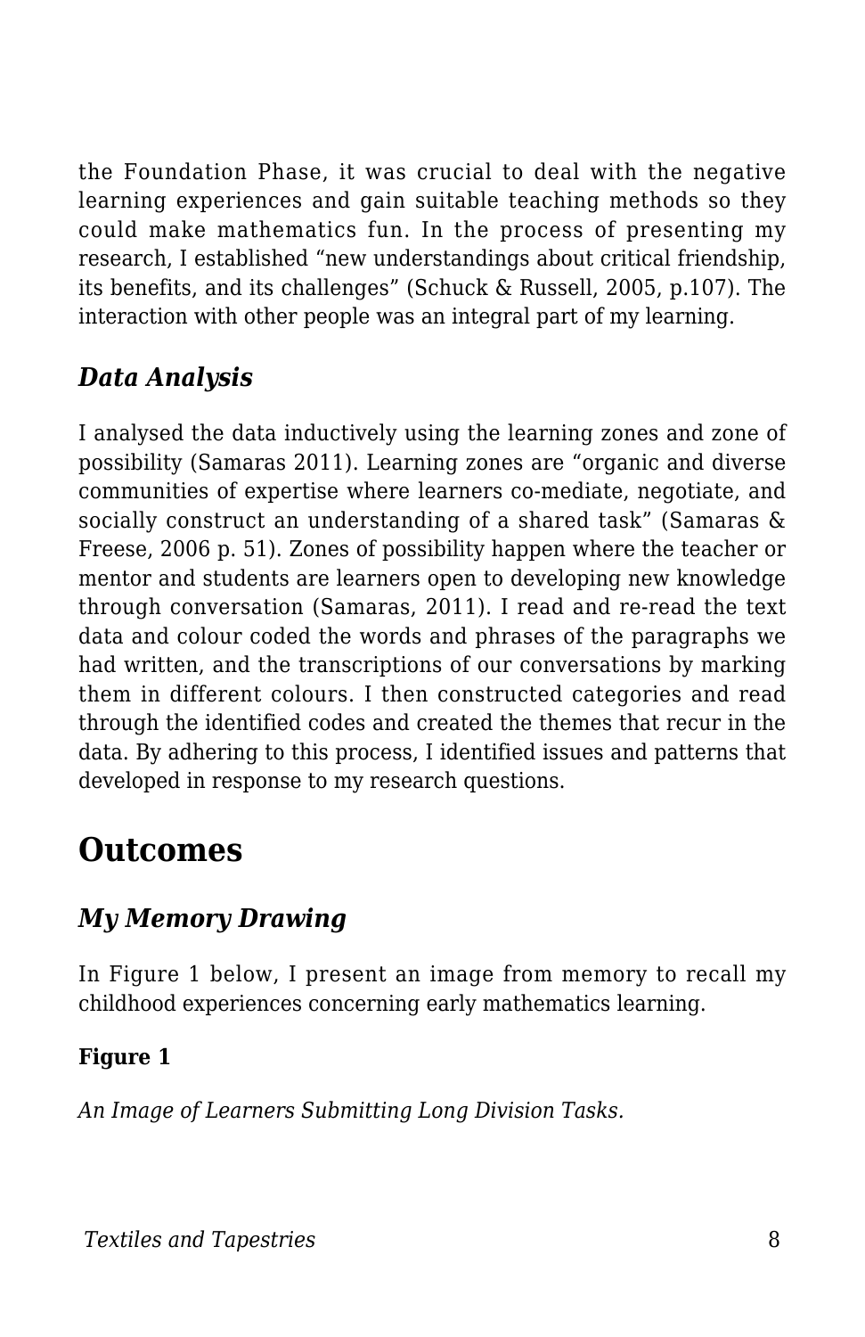the Foundation Phase, it was crucial to deal with the negative learning experiences and gain suitable teaching methods so they could make mathematics fun. In the process of presenting my research, I established "new understandings about critical friendship, its benefits, and its challenges" (Schuck & Russell, 2005, p.107). The interaction with other people was an integral part of my learning.

### *Data Analysis*

I analysed the data inductively using the learning zones and zone of possibility (Samaras 2011). Learning zones are "organic and diverse communities of expertise where learners co-mediate, negotiate, and socially construct an understanding of a shared task" (Samaras & Freese, 2006 p. 51). Zones of possibility happen where the teacher or mentor and students are learners open to developing new knowledge through conversation (Samaras, 2011). I read and re-read the text data and colour coded the words and phrases of the paragraphs we had written, and the transcriptions of our conversations by marking them in different colours. I then constructed categories and read through the identified codes and created the themes that recur in the data. By adhering to this process, I identified issues and patterns that developed in response to my research questions.

## Outcomes

### *My Memory Drawing*

In Figure 1 below, I present an image from memory to recall my childhood experiences concerning early mathematics learning.

**Figure 1**

*An Image of Learners Submitting Long Division Tasks.*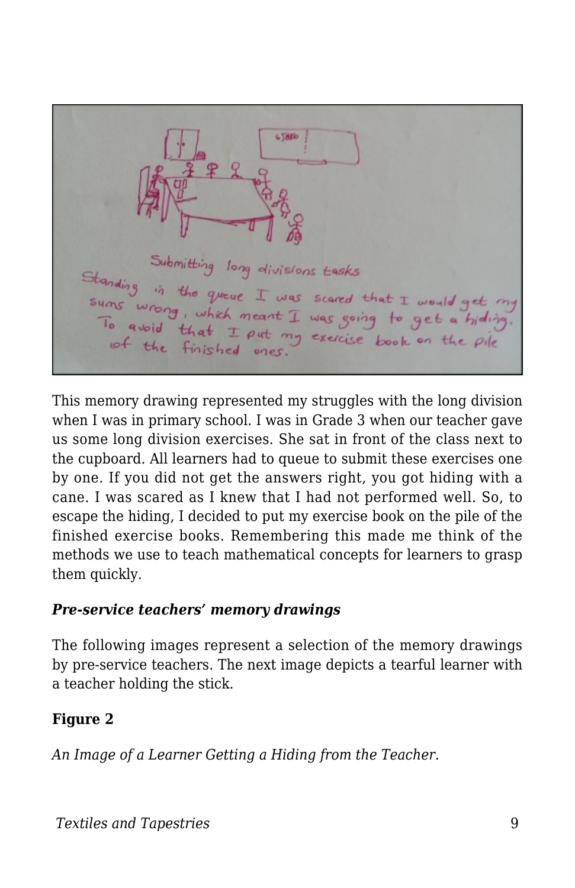This memory drawing represented my struggles with the long division when I was in primary school. I was in Grade 3 when our teacher gave us some long division exercises. She sat in front of the class next to the cupboard. All learners had to queue to submit these exercises one by one. If you did not get the answers right, you got hiding with a cane. I was scared as I knew that I had not performed well. So, to escape the hiding, I decided to put my exercise book on the pile of the finished exercise books. Remembering this made me think of the methods we use to teach mathematical concepts for learners to grasp them quickly.

***Pre-service teachers' memory drawings***

The following images represent a selection of the memory drawings by pre-service teachers. The next image depicts a tearful learner with a teacher holding the stick.

**Figure 2**

*An Image of a Learner Getting a Hiding from the Teacher.*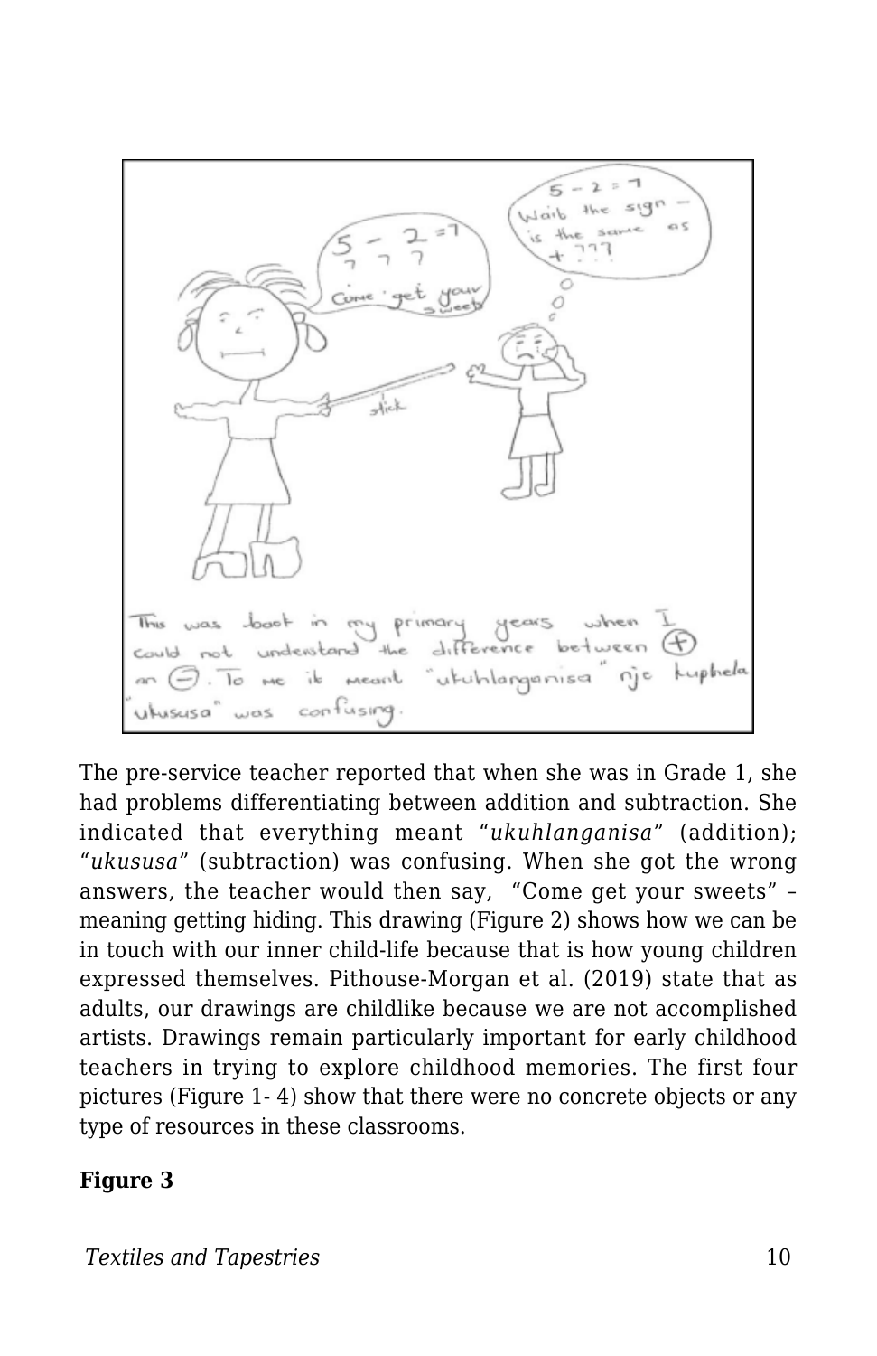The pre-service teacher reported that when she was in Grade 1, she had problems differentiating between addition and subtraction. She indicated that everything meant "*ukuhlanganisa*" (addition); "*ukususa*" (subtraction) was confusing. When she got the wrong answers, the teacher would then say, "Come get your sweets" – meaning getting hiding. This drawing (Figure 2) shows how we can be in touch with our inner child-life because that is how young children expressed themselves. Pithouse-Morgan et al. (2019) state that as adults, our drawings are childlike because we are not accomplished artists. Drawings remain particularly important for early childhood teachers in trying to explore childhood memories. The first four pictures (Figure 1- 4) show that there were no concrete objects or any type of resources in these classrooms.

**Figure 3**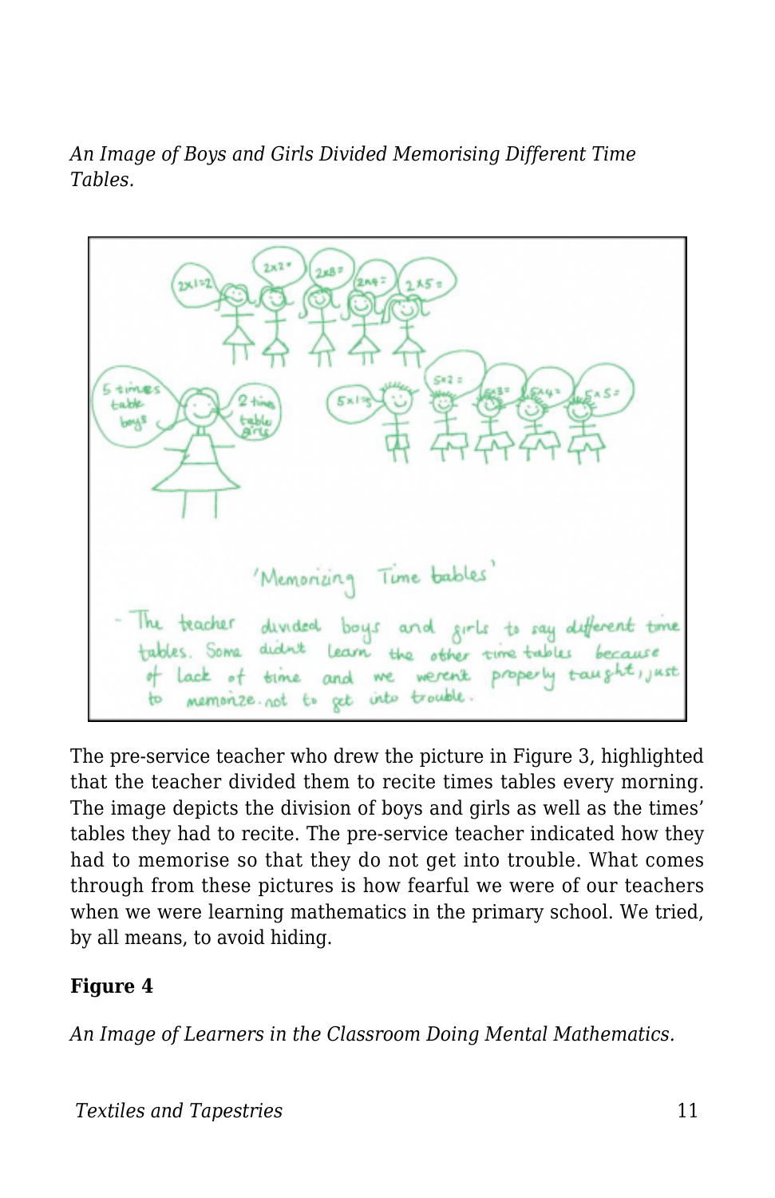*An Image of Boys and Girls Divided Memorising Different Time Tables.*

The pre-service teacher who drew the picture in Figure 3, highlighted that the teacher divided them to recite times tables every morning. The image depicts the division of boys and girls as well as the times' tables they had to recite. The pre-service teacher indicated how they had to memorise so that they do not get into trouble. What comes through from these pictures is how fearful we were of our teachers when we were learning mathematics in the primary school. We tried, by all means, to avoid hiding.

**Figure 4**

*An Image of Learners in the Classroom Doing Mental Mathematics.*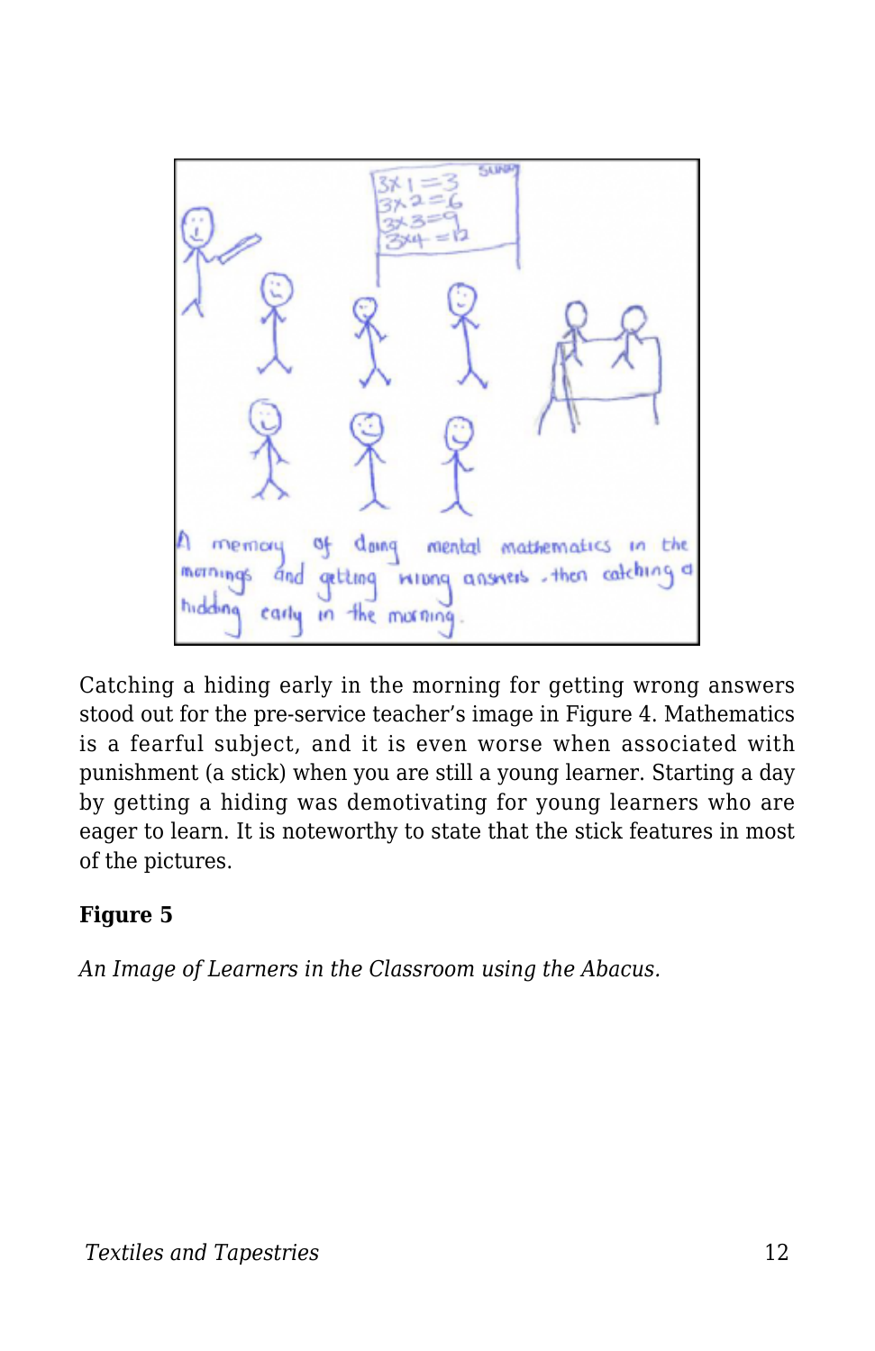Catching a hiding early in the morning for getting wrong answers stood out for the pre-service teacher's image in Figure 4. Mathematics is a fearful subject, and it is even worse when associated with punishment (a stick) when you are still a young learner. Starting a day by getting a hiding was demotivating for young learners who are eager to learn. It is noteworthy to state that the stick features in most of the pictures.

**Figure 5**

*An Image of Learners in the Classroom using the Abacus.*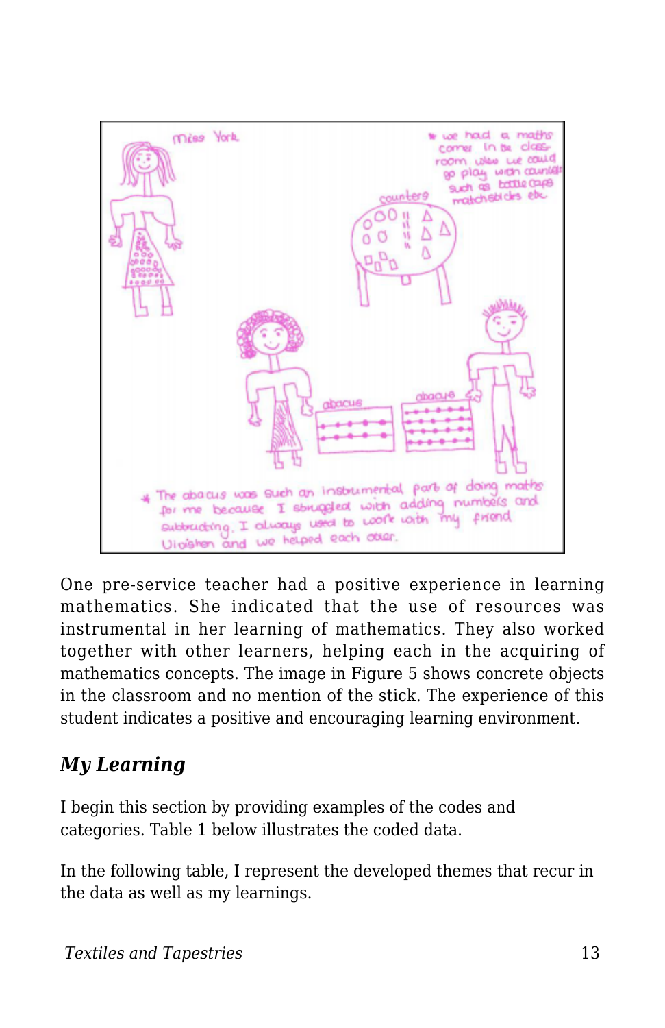One pre-service teacher had a positive experience in learning mathematics. She indicated that the use of resources was instrumental in her learning of mathematics. They also worked together with other learners, helping each in the acquiring of mathematics concepts. The image in Figure 5 shows concrete objects in the classroom and no mention of the stick. The experience of this student indicates a positive and encouraging learning environment.

## *My Learning*

I begin this section by providing examples of the codes and categories. Table 1 below illustrates the coded data.

In the following table, I represent the developed themes that recur in the data as well as my learnings.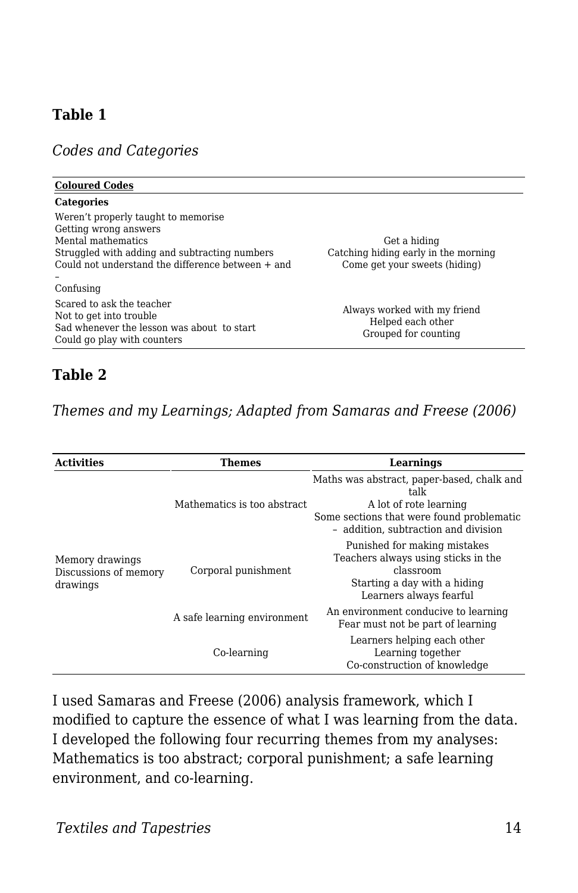**Table 1**

*Codes and Categories*

| Coloured Codes | |
|---|---|
| **Categories** | |
| Weren't properly taught to memorise<br>Getting wrong answers<br>Mental mathematics<br>Struggled with adding and subtracting numbers<br>Could not understand the difference between + and –<br>Confusing | Get a hiding<br>Catching hiding early in the morning<br>Come get your sweets (hiding) |
| Scared to ask the teacher<br>Not to get into trouble<br>Sad whenever the lesson was about to start<br>Could go play with counters | Always worked with my friend<br>Helped each other<br>Grouped for counting |

**Table 2**

*Themes and my Learnings; Adapted from Samaras and Freese (2006)*

| Activities | Themes | Learnings |
|---|---|---|
| Memory drawings<br>Discussions of memory drawings | Mathematics is too abstract | Maths was abstract, paper-based, chalk and talk<br>A lot of rote learning<br>Some sections that were found problematic – addition, subtraction and division |
| | Corporal punishment | Punished for making mistakes<br>Teachers always using sticks in the classroom<br>Starting a day with a hiding<br>Learners always fearful |
| | A safe learning environment | An environment conducive to learning<br>Fear must not be part of learning |
| | Co-learning | Learners helping each other<br>Learning together<br>Co-construction of knowledge |

I used Samaras and Freese (2006) analysis framework, which I modified to capture the essence of what I was learning from the data. I developed the following four recurring themes from my analyses: Mathematics is too abstract; corporal punishment; a safe learning environment, and co-learning.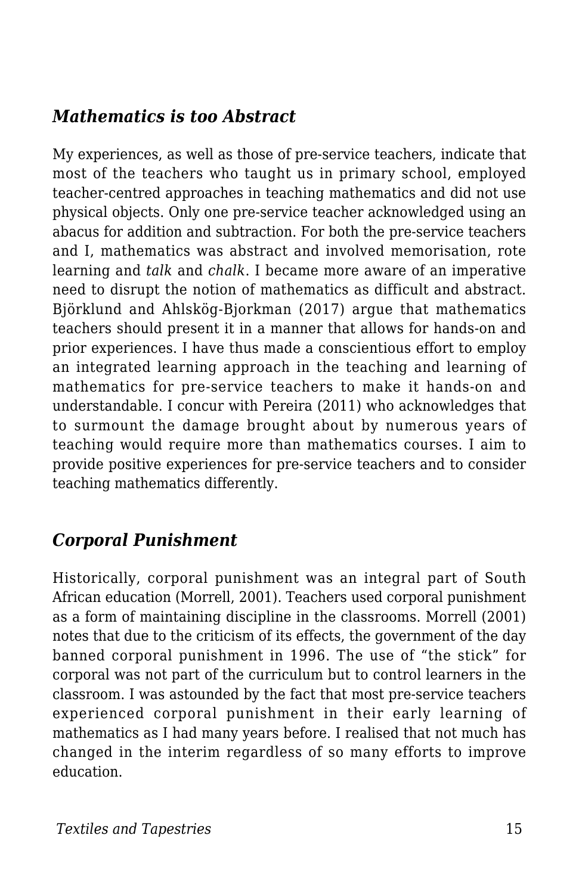### *Mathematics is too Abstract*

My experiences, as well as those of pre-service teachers, indicate that most of the teachers who taught us in primary school, employed teacher-centred approaches in teaching mathematics and did not use physical objects. Only one pre-service teacher acknowledged using an abacus for addition and subtraction. For both the pre-service teachers and I, mathematics was abstract and involved memorisation, rote learning and *talk* and *chalk*. I became more aware of an imperative need to disrupt the notion of mathematics as difficult and abstract. Björklund and Ahlskög-Bjorkman (2017) argue that mathematics teachers should present it in a manner that allows for hands-on and prior experiences. I have thus made a conscientious effort to employ an integrated learning approach in the teaching and learning of mathematics for pre-service teachers to make it hands-on and understandable. I concur with Pereira (2011) who acknowledges that to surmount the damage brought about by numerous years of teaching would require more than mathematics courses. I aim to provide positive experiences for pre-service teachers and to consider teaching mathematics differently.

### *Corporal Punishment*

Historically, corporal punishment was an integral part of South African education (Morrell, 2001). Teachers used corporal punishment as a form of maintaining discipline in the classrooms. Morrell (2001) notes that due to the criticism of its effects, the government of the day banned corporal punishment in 1996. The use of “the stick” for corporal was not part of the curriculum but to control learners in the classroom. I was astounded by the fact that most pre-service teachers experienced corporal punishment in their early learning of mathematics as I had many years before. I realised that not much has changed in the interim regardless of so many efforts to improve education.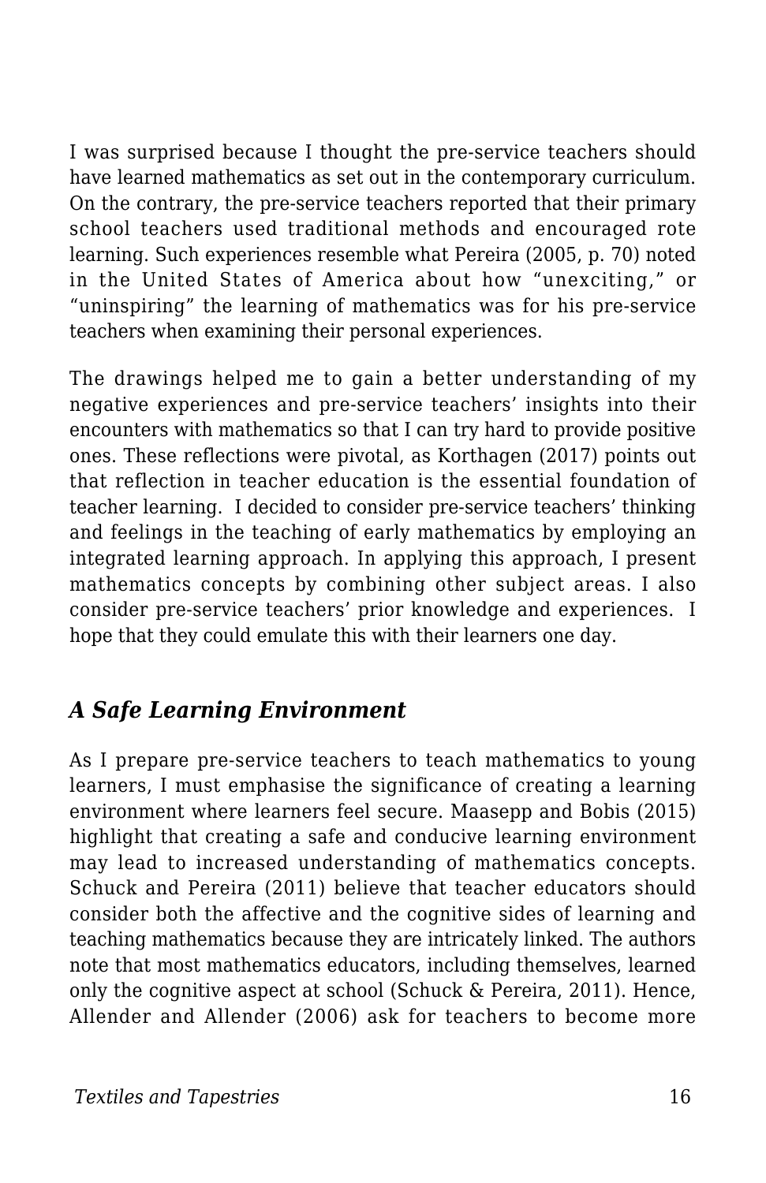I was surprised because I thought the pre-service teachers should have learned mathematics as set out in the contemporary curriculum. On the contrary, the pre-service teachers reported that their primary school teachers used traditional methods and encouraged rote learning. Such experiences resemble what Pereira (2005, p. 70) noted in the United States of America about how "unexciting," or "uninspiring" the learning of mathematics was for his pre-service teachers when examining their personal experiences.

The drawings helped me to gain a better understanding of my negative experiences and pre-service teachers' insights into their encounters with mathematics so that I can try hard to provide positive ones. These reflections were pivotal, as Korthagen (2017) points out that reflection in teacher education is the essential foundation of teacher learning. I decided to consider pre-service teachers' thinking and feelings in the teaching of early mathematics by employing an integrated learning approach. In applying this approach, I present mathematics concepts by combining other subject areas. I also consider pre-service teachers' prior knowledge and experiences. I hope that they could emulate this with their learners one day.

### *A Safe Learning Environment*

As I prepare pre-service teachers to teach mathematics to young learners, I must emphasise the significance of creating a learning environment where learners feel secure. Maasepp and Bobis (2015) highlight that creating a safe and conducive learning environment may lead to increased understanding of mathematics concepts. Schuck and Pereira (2011) believe that teacher educators should consider both the affective and the cognitive sides of learning and teaching mathematics because they are intricately linked. The authors note that most mathematics educators, including themselves, learned only the cognitive aspect at school (Schuck & Pereira, 2011). Hence, Allender and Allender (2006) ask for teachers to become more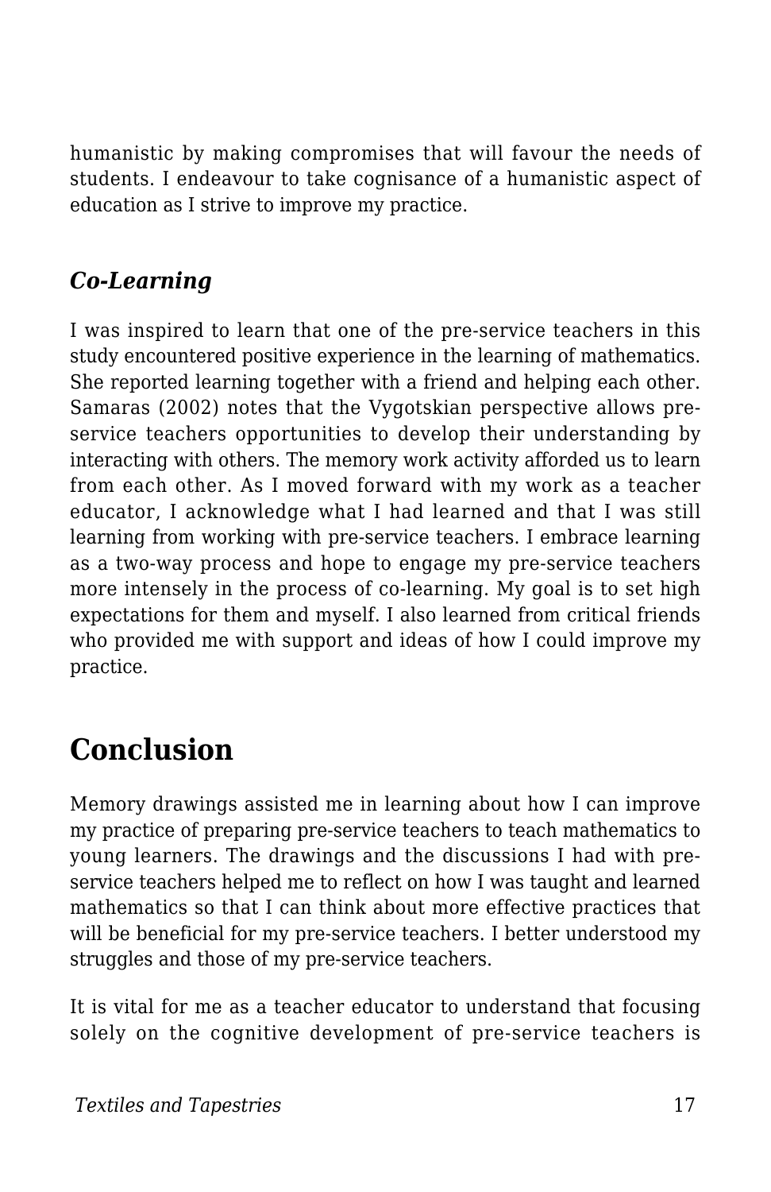humanistic by making compromises that will favour the needs of students. I endeavour to take cognisance of a humanistic aspect of education as I strive to improve my practice.

### *Co-Learning*

I was inspired to learn that one of the pre-service teachers in this study encountered positive experience in the learning of mathematics. She reported learning together with a friend and helping each other. Samaras (2002) notes that the Vygotskian perspective allows pre-service teachers opportunities to develop their understanding by interacting with others. The memory work activity afforded us to learn from each other. As I moved forward with my work as a teacher educator, I acknowledge what I had learned and that I was still learning from working with pre-service teachers. I embrace learning as a two-way process and hope to engage my pre-service teachers more intensely in the process of co-learning. My goal is to set high expectations for them and myself. I also learned from critical friends who provided me with support and ideas of how I could improve my practice.

## Conclusion

Memory drawings assisted me in learning about how I can improve my practice of preparing pre-service teachers to teach mathematics to young learners. The drawings and the discussions I had with pre-service teachers helped me to reflect on how I was taught and learned mathematics so that I can think about more effective practices that will be beneficial for my pre-service teachers. I better understood my struggles and those of my pre-service teachers.

It is vital for me as a teacher educator to understand that focusing solely on the cognitive development of pre-service teachers is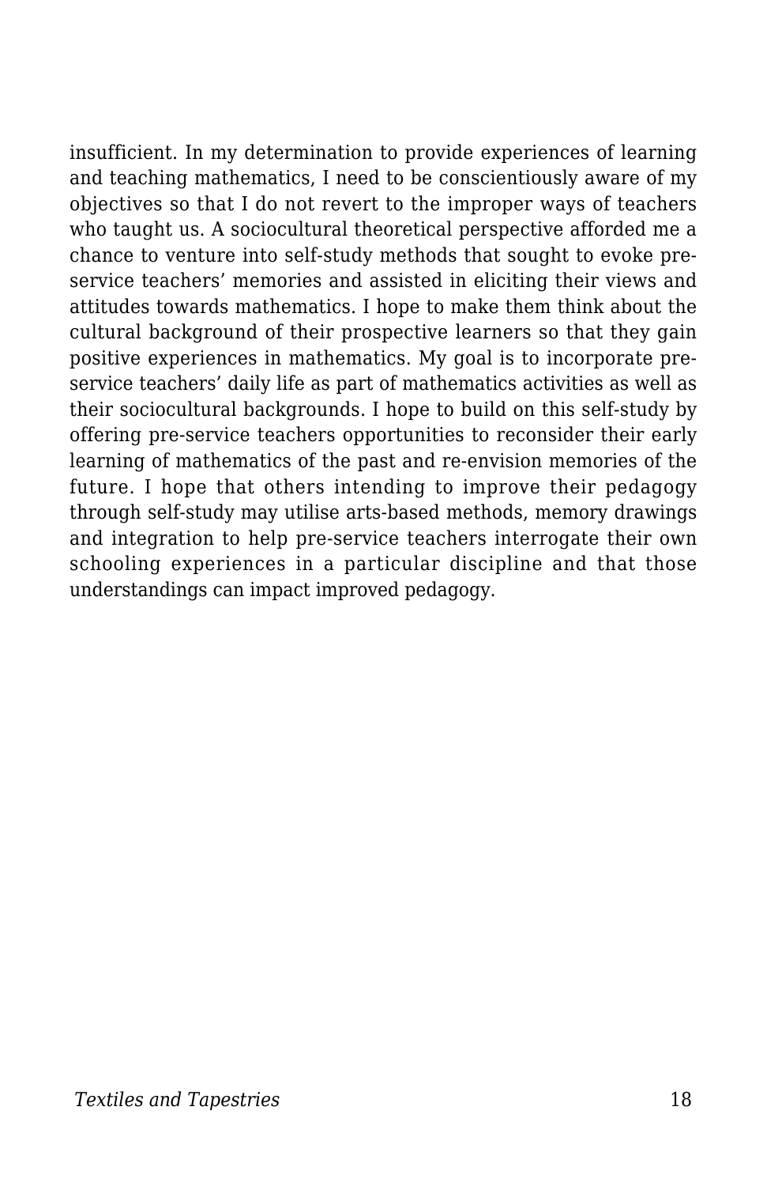insufficient. In my determination to provide experiences of learning and teaching mathematics, I need to be conscientiously aware of my objectives so that I do not revert to the improper ways of teachers who taught us. A sociocultural theoretical perspective afforded me a chance to venture into self-study methods that sought to evoke pre-service teachers' memories and assisted in eliciting their views and attitudes towards mathematics. I hope to make them think about the cultural background of their prospective learners so that they gain positive experiences in mathematics. My goal is to incorporate pre-service teachers' daily life as part of mathematics activities as well as their sociocultural backgrounds. I hope to build on this self-study by offering pre-service teachers opportunities to reconsider their early learning of mathematics of the past and re-envision memories of the future. I hope that others intending to improve their pedagogy through self-study may utilise arts-based methods, memory drawings and integration to help pre-service teachers interrogate their own schooling experiences in a particular discipline and that those understandings can impact improved pedagogy.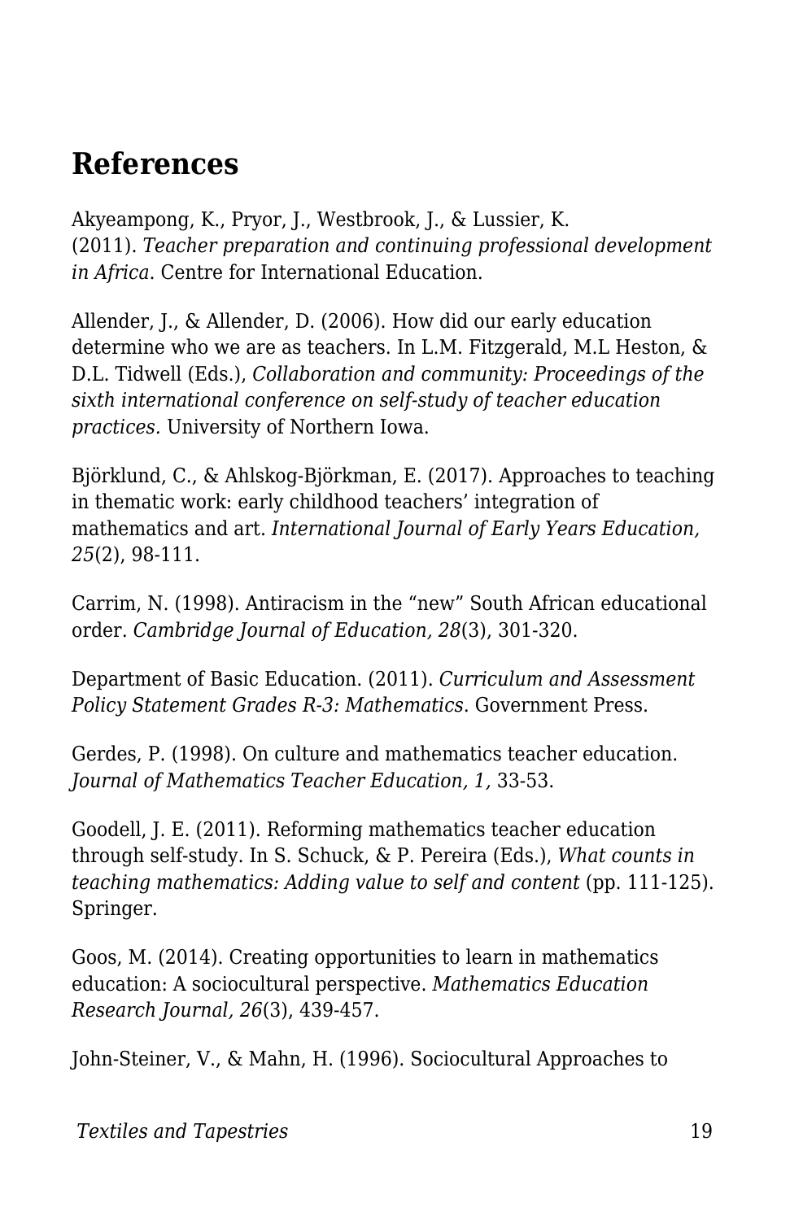## References

Akyeampong, K., Pryor, J., Westbrook, J., & Lussier, K. (2011). *Teacher preparation and continuing professional development in Africa*. Centre for International Education.

Allender, J., & Allender, D. (2006). How did our early education determine who we are as teachers. In L.M. Fitzgerald, M.L Heston, & D.L. Tidwell (Eds.), *Collaboration and community: Proceedings of the sixth international conference on self-study of teacher education practices.* University of Northern Iowa.

Björklund, C., & Ahlskog-Björkman, E. (2017). Approaches to teaching in thematic work: early childhood teachers' integration of mathematics and art. *International Journal of Early Years Education, 25*(2), 98-111.

Carrim, N. (1998). Antiracism in the "new" South African educational order. *Cambridge Journal of Education, 28*(3), 301-320.

Department of Basic Education. (2011). *Curriculum and Assessment Policy Statement Grades R-3: Mathematics*. Government Press.

Gerdes, P. (1998). On culture and mathematics teacher education. *Journal of Mathematics Teacher Education, 1,* 33-53.

Goodell, J. E. (2011). Reforming mathematics teacher education through self-study. In S. Schuck, & P. Pereira (Eds.), *What counts in teaching mathematics: Adding value to self and content* (pp. 111-125). Springer.

Goos, M. (2014). Creating opportunities to learn in mathematics education: A sociocultural perspective. *Mathematics Education Research Journal, 26*(3), 439-457.

John-Steiner, V., & Mahn, H. (1996). Sociocultural Approaches to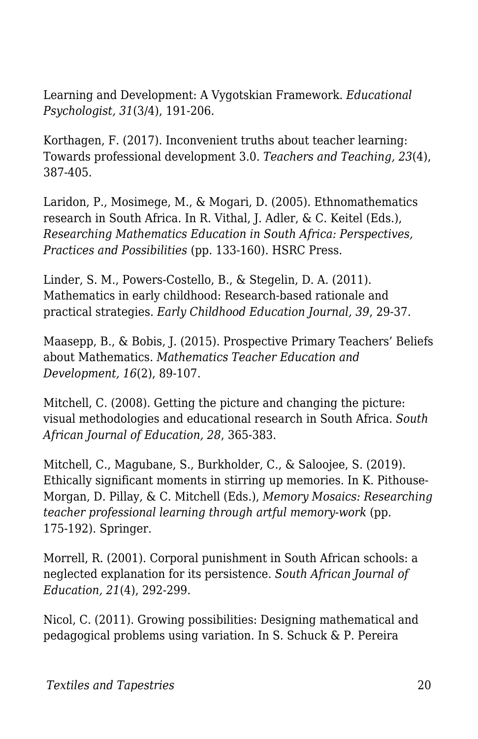Learning and Development: A Vygotskian Framework. *Educational Psychologist, 31*(3/4), 191-206.

Korthagen, F. (2017). Inconvenient truths about teacher learning: Towards professional development 3.0. *Teachers and Teaching, 23*(4), 387-405.

Laridon, P., Mosimege, M., & Mogari, D. (2005). Ethnomathematics research in South Africa. In R. Vithal, J. Adler, & C. Keitel (Eds.), *Researching Mathematics Education in South Africa: Perspectives, Practices and Possibilities* (pp. 133-160). HSRC Press.

Linder, S. M., Powers-Costello, B., & Stegelin, D. A. (2011). Mathematics in early childhood: Research-based rationale and practical strategies. *Early Childhood Education Journal, 39*, 29-37.

Maasepp, B., & Bobis, J. (2015). Prospective Primary Teachers' Beliefs about Mathematics. *Mathematics Teacher Education and Development, 16*(2), 89-107.

Mitchell, C. (2008). Getting the picture and changing the picture: visual methodologies and educational research in South Africa. *South African Journal of Education, 28*, 365-383.

Mitchell, C., Magubane, S., Burkholder, C., & Saloojee, S. (2019). Ethically significant moments in stirring up memories. In K. Pithouse-Morgan, D. Pillay, & C. Mitchell (Eds.), *Memory Mosaics: Researching teacher professional learning through artful memory-work* (pp. 175-192). Springer.

Morrell, R. (2001). Corporal punishment in South African schools: a neglected explanation for its persistence. *South African Journal of Education, 21*(4), 292-299.

Nicol, C. (2011). Growing possibilities: Designing mathematical and pedagogical problems using variation. In S. Schuck & P. Pereira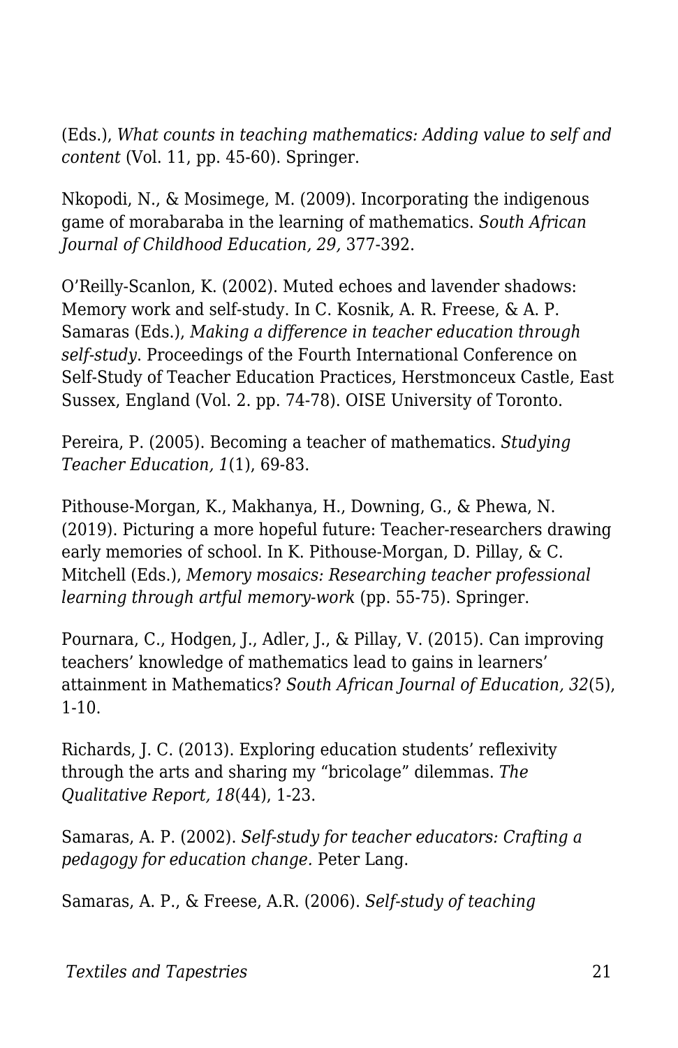(Eds.), *What counts in teaching mathematics: Adding value to self and content* (Vol. 11, pp. 45-60). Springer.

Nkopodi, N., & Mosimege, M. (2009). Incorporating the indigenous game of morabaraba in the learning of mathematics. *South African Journal of Childhood Education, 29,* 377-392.

O'Reilly-Scanlon, K. (2002). Muted echoes and lavender shadows: Memory work and self-study. In C. Kosnik, A. R. Freese, & A. P. Samaras (Eds.), *Making a difference in teacher education through self-study*. Proceedings of the Fourth International Conference on Self-Study of Teacher Education Practices, Herstmonceux Castle, East Sussex, England (Vol. 2. pp. 74-78). OISE University of Toronto.

Pereira, P. (2005). Becoming a teacher of mathematics. *Studying Teacher Education, 1*(1), 69-83.

Pithouse-Morgan, K., Makhanya, H., Downing, G., & Phewa, N. (2019). Picturing a more hopeful future: Teacher-researchers drawing early memories of school. In K. Pithouse-Morgan, D. Pillay, & C. Mitchell (Eds.), *Memory mosaics: Researching teacher professional learning through artful memory-work* (pp. 55-75). Springer.

Pournara, C., Hodgen, J., Adler, J., & Pillay, V. (2015). Can improving teachers' knowledge of mathematics lead to gains in learners' attainment in Mathematics? *South African Journal of Education, 32*(5), 1-10.

Richards, J. C. (2013). Exploring education students' reflexivity through the arts and sharing my "bricolage" dilemmas. *The Qualitative Report, 18*(44), 1-23.

Samaras, A. P. (2002). *Self-study for teacher educators: Crafting a pedagogy for education change.* Peter Lang.

Samaras, A. P., & Freese, A.R. (2006). *Self-study of teaching*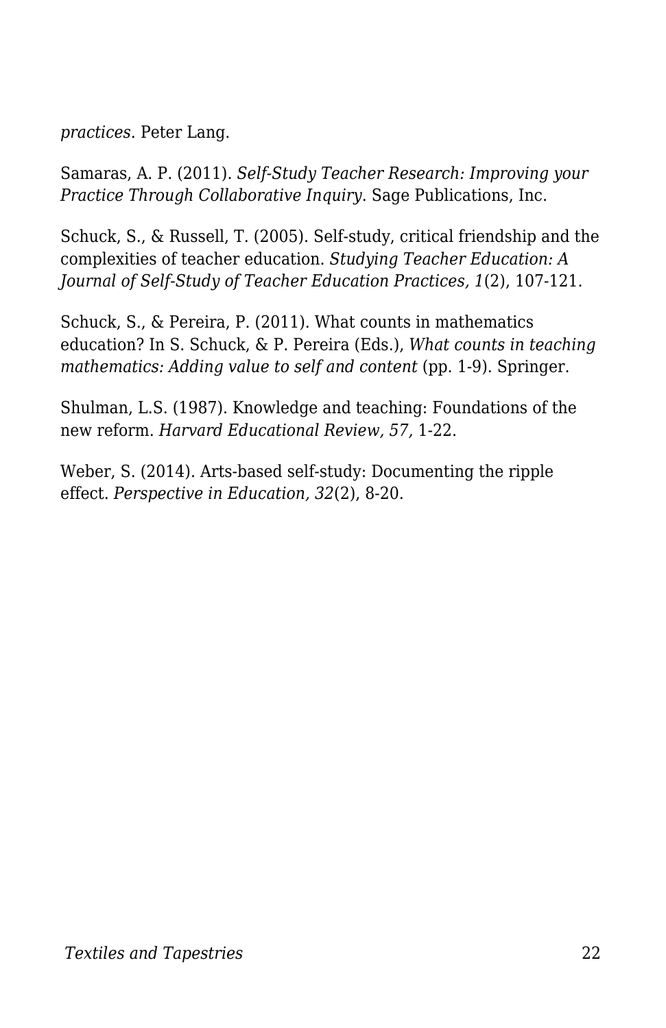*practices*. Peter Lang.

Samaras, A. P. (2011). *Self-Study Teacher Research: Improving your Practice Through Collaborative Inquiry*. Sage Publications, Inc.

Schuck, S., & Russell, T. (2005). Self-study, critical friendship and the complexities of teacher education. *Studying Teacher Education: A Journal of Self-Study of Teacher Education Practices, 1*(2), 107-121.

Schuck, S., & Pereira, P. (2011). What counts in mathematics education? In S. Schuck, & P. Pereira (Eds.), *What counts in teaching mathematics: Adding value to self and content* (pp. 1-9). Springer.

Shulman, L.S. (1987). Knowledge and teaching: Foundations of the new reform. *Harvard Educational Review, 57,* 1-22.

Weber, S. (2014). Arts-based self-study: Documenting the ripple effect. *Perspective in Education, 32*(2), 8-20.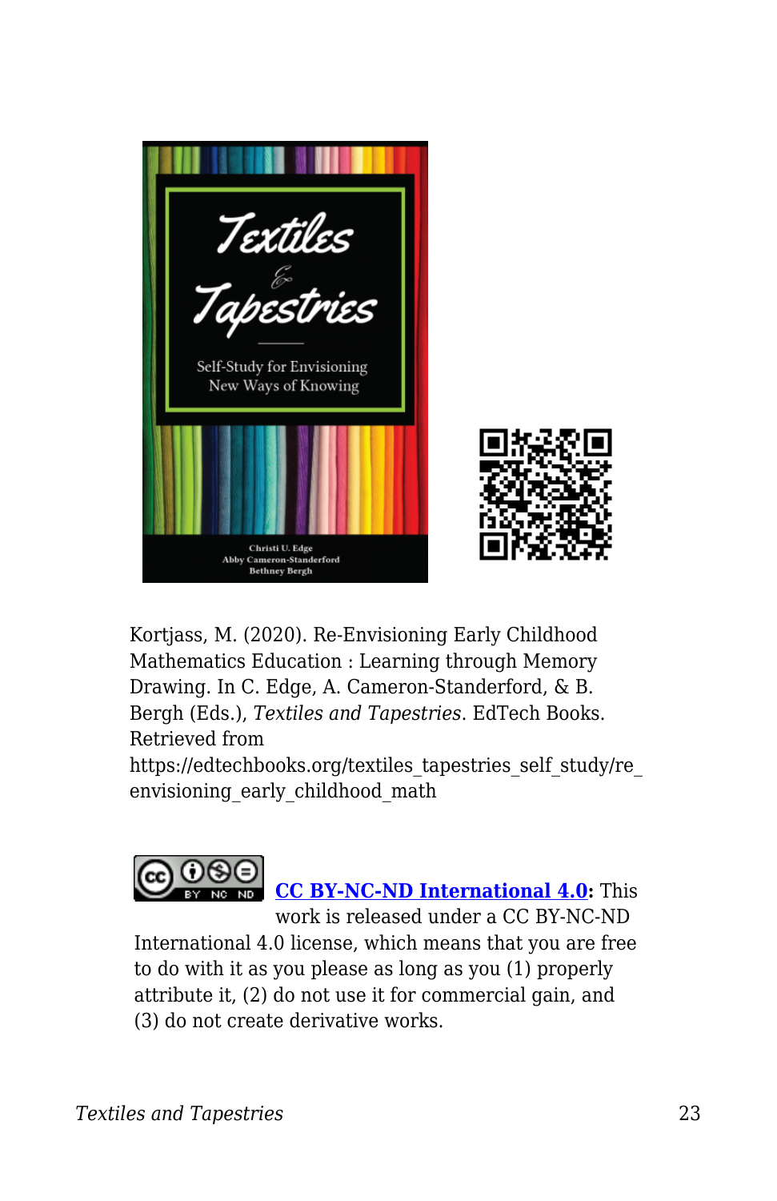Kortjass, M. (2020). Re-Envisioning Early Childhood Mathematics Education : Learning through Memory Drawing. In C. Edge, A. Cameron-Standerford, & B. Bergh (Eds.), *Textiles and Tapestries*. EdTech Books. Retrieved from https://edtechbooks.org/textiles_tapestries_self_study/re_envisioning_early_childhood_math

**CC BY-NC-ND International 4.0:** This work is released under a CC BY-NC-ND International 4.0 license, which means that you are free to do with it as you please as long as you (1) properly attribute it, (2) do not use it for commercial gain, and (3) do not create derivative works.